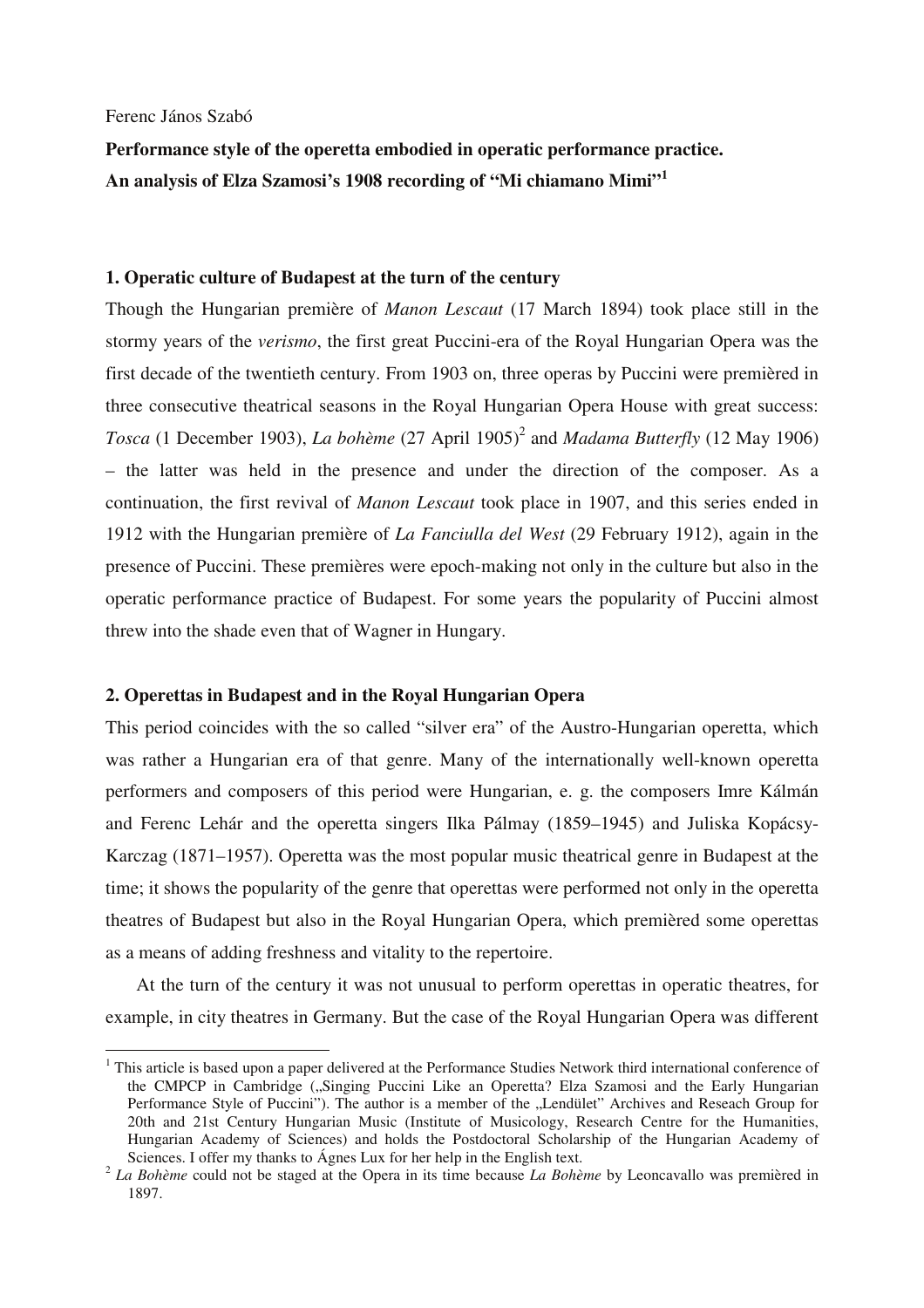Ferenc János Szabó

**Performance style of the operetta embodied in operatic performance practice.**
**An analysis of Elza Szamosi's 1908 recording of "Mi chiamano Mimi"[1]**

## 1. Operatic culture of Budapest at the turn of the century

Though the Hungarian première of *Manon Lescaut* (17 March 1894) took place still in the stormy years of the *verismo*, the first great Puccini-era of the Royal Hungarian Opera was the first decade of the twentieth century. From 1903 on, three operas by Puccini were premièred in three consecutive theatrical seasons in the Royal Hungarian Opera House with great success: *Tosca* (1 December 1903), *La bohème* (27 April 1905)[2] and *Madama Butterfly* (12 May 1906) – the latter was held in the presence and under the direction of the composer. As a continuation, the first revival of *Manon Lescaut* took place in 1907, and this series ended in 1912 with the Hungarian première of *La Fanciulla del West* (29 February 1912), again in the presence of Puccini. These premières were epoch-making not only in the culture but also in the operatic performance practice of Budapest. For some years the popularity of Puccini almost threw into the shade even that of Wagner in Hungary.

## 2. Operettas in Budapest and in the Royal Hungarian Opera

This period coincides with the so called "silver era" of the Austro-Hungarian operetta, which was rather a Hungarian era of that genre. Many of the internationally well-known operetta performers and composers of this period were Hungarian, e. g. the composers Imre Kálmán and Ferenc Lehár and the operetta singers Ilka Pálmay (1859–1945) and Juliska Kopácsy-Karczag (1871–1957). Operetta was the most popular music theatrical genre in Budapest at the time; it shows the popularity of the genre that operettas were performed not only in the operetta theatres of Budapest but also in the Royal Hungarian Opera, which premièred some operettas as a means of adding freshness and vitality to the repertoire.

At the turn of the century it was not unusual to perform operettas in operatic theatres, for example, in city theatres in Germany. But the case of the Royal Hungarian Opera was different

---

[1] This article is based upon a paper delivered at the Performance Studies Network third international conference of the CMPCP in Cambridge („Singing Puccini Like an Operetta? Elza Szamosi and the Early Hungarian Performance Style of Puccini"). The author is a member of the „Lendület" Archives and Reseach Group for 20th and 21st Century Hungarian Music (Institute of Musicology, Research Centre for the Humanities, Hungarian Academy of Sciences) and holds the Postdoctoral Scholarship of the Hungarian Academy of Sciences. I offer my thanks to Ágnes Lux for her help in the English text.

[2] *La Bohème* could not be staged at the Opera in its time because *La Bohème* by Leoncavallo was premièred in 1897.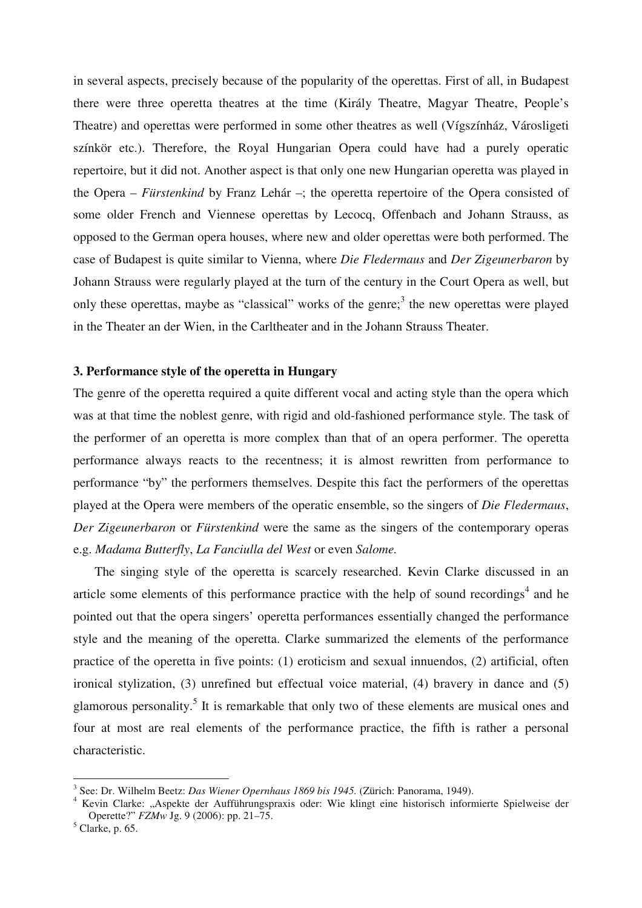in several aspects, precisely because of the popularity of the operettas. First of all, in Budapest there were three operetta theatres at the time (Király Theatre, Magyar Theatre, People's Theatre) and operettas were performed in some other theatres as well (Vígszínház, Városligeti színkör etc.). Therefore, the Royal Hungarian Opera could have had a purely operatic repertoire, but it did not. Another aspect is that only one new Hungarian operetta was played in the Opera – *Fürstenkind* by Franz Lehár –; the operetta repertoire of the Opera consisted of some older French and Viennese operettas by Lecocq, Offenbach and Johann Strauss, as opposed to the German opera houses, where new and older operettas were both performed. The case of Budapest is quite similar to Vienna, where *Die Fledermaus* and *Der Zigeunerbaron* by Johann Strauss were regularly played at the turn of the century in the Court Opera as well, but only these operettas, maybe as "classical" works of the genre;[3] the new operettas were played in the Theater an der Wien, in the Carltheater and in the Johann Strauss Theater.

### 3. Performance style of the operetta in Hungary

The genre of the operetta required a quite different vocal and acting style than the opera which was at that time the noblest genre, with rigid and old-fashioned performance style. The task of the performer of an operetta is more complex than that of an opera performer. The operetta performance always reacts to the recentness; it is almost rewritten from performance to performance "by" the performers themselves. Despite this fact the performers of the operettas played at the Opera were members of the operatic ensemble, so the singers of *Die Fledermaus*, *Der Zigeunerbaron* or *Fürstenkind* were the same as the singers of the contemporary operas e.g. *Madama Butterfly*, *La Fanciulla del West* or even *Salome.*

The singing style of the operetta is scarcely researched. Kevin Clarke discussed in an article some elements of this performance practice with the help of sound recordings[4] and he pointed out that the opera singers' operetta performances essentially changed the performance style and the meaning of the operetta. Clarke summarized the elements of the performance practice of the operetta in five points: (1) eroticism and sexual innuendos, (2) artificial, often ironical stylization, (3) unrefined but effectual voice material, (4) bravery in dance and (5) glamorous personality.[5] It is remarkable that only two of these elements are musical ones and four at most are real elements of the performance practice, the fifth is rather a personal characteristic.

---

[3] See: Dr. Wilhelm Beetz: *Das Wiener Opernhaus 1869 bis 1945.* (Zürich: Panorama, 1949).

[4] Kevin Clarke: „Aspekte der Aufführungspraxis oder: Wie klingt eine historisch informierte Spielweise der Operette?" *FZMw* Jg. 9 (2006): pp. 21–75.

[5] Clarke, p. 65.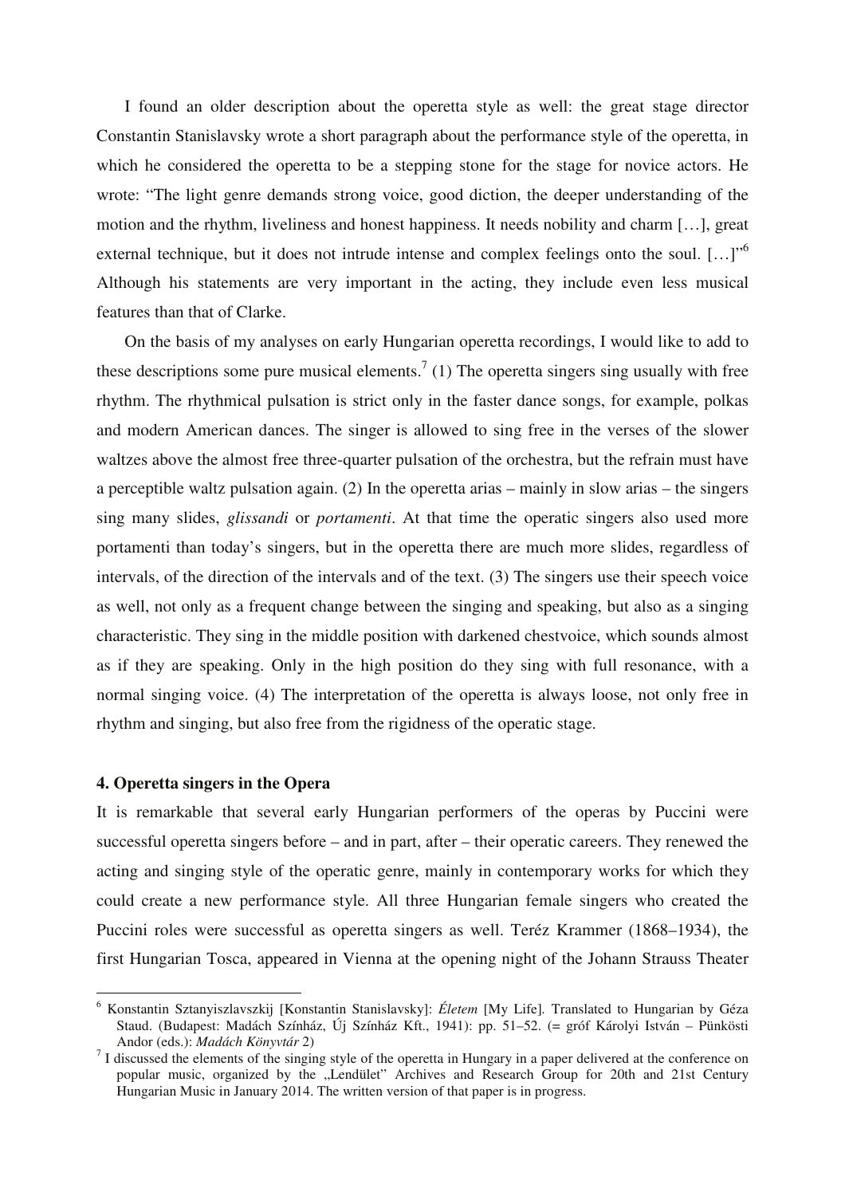I found an older description about the operetta style as well: the great stage director Constantin Stanislavsky wrote a short paragraph about the performance style of the operetta, in which he considered the operetta to be a stepping stone for the stage for novice actors. He wrote: "The light genre demands strong voice, good diction, the deeper understanding of the motion and the rhythm, liveliness and honest happiness. It needs nobility and charm […], great external technique, but it does not intrude intense and complex feelings onto the soul. […]"[6] Although his statements are very important in the acting, they include even less musical features than that of Clarke.

On the basis of my analyses on early Hungarian operetta recordings, I would like to add to these descriptions some pure musical elements.[7] (1) The operetta singers sing usually with free rhythm. The rhythmical pulsation is strict only in the faster dance songs, for example, polkas and modern American dances. The singer is allowed to sing free in the verses of the slower waltzes above the almost free three-quarter pulsation of the orchestra, but the refrain must have a perceptible waltz pulsation again. (2) In the operetta arias – mainly in slow arias – the singers sing many slides, *glissandi* or *portamenti*. At that time the operatic singers also used more portamenti than today's singers, but in the operetta there are much more slides, regardless of intervals, of the direction of the intervals and of the text. (3) The singers use their speech voice as well, not only as a frequent change between the singing and speaking, but also as a singing characteristic. They sing in the middle position with darkened chestvoice, which sounds almost as if they are speaking. Only in the high position do they sing with full resonance, with a normal singing voice. (4) The interpretation of the operetta is always loose, not only free in rhythm and singing, but also free from the rigidness of the operatic stage.

### 4. Operetta singers in the Opera

It is remarkable that several early Hungarian performers of the operas by Puccini were successful operetta singers before – and in part, after – their operatic careers. They renewed the acting and singing style of the operatic genre, mainly in contemporary works for which they could create a new performance style. All three Hungarian female singers who created the Puccini roles were successful as operetta singers as well. Teréz Krammer (1868–1934), the first Hungarian Tosca, appeared in Vienna at the opening night of the Johann Strauss Theater

---

[6] Konstantin Sztanyiszlavszkij [Konstantin Stanislavsky]: *Életem* [My Life]. Translated to Hungarian by Géza Staud. (Budapest: Madách Színház, Új Színház Kft., 1941): pp. 51–52. (= gróf Károlyi István – Pünkösti Andor (eds.): *Madách Könyvtár* 2)

[7] I discussed the elements of the singing style of the operetta in Hungary in a paper delivered at the conference on popular music, organized by the „Lendület" Archives and Research Group for 20th and 21st Century Hungarian Music in January 2014. The written version of that paper is in progress.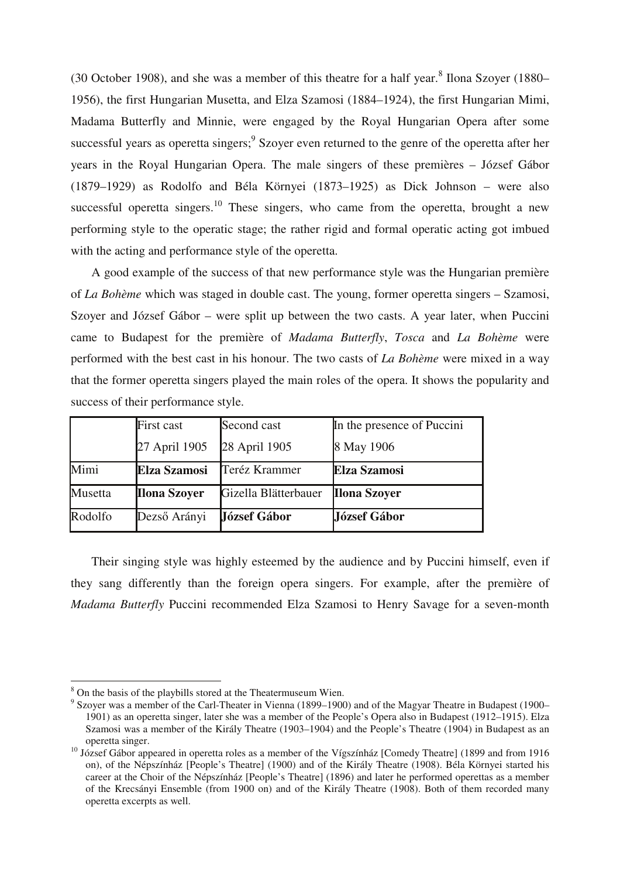(30 October 1908), and she was a member of this theatre for a half year.[8] Ilona Szoyer (1880–1956), the first Hungarian Musetta, and Elza Szamosi (1884–1924), the first Hungarian Mimi, Madama Butterfly and Minnie, were engaged by the Royal Hungarian Opera after some successful years as operetta singers;[9] Szoyer even returned to the genre of the operetta after her years in the Royal Hungarian Opera. The male singers of these premières – József Gábor (1879–1929) as Rodolfo and Béla Környei (1873–1925) as Dick Johnson – were also successful operetta singers.[10] These singers, who came from the operetta, brought a new performing style to the operatic stage; the rather rigid and formal operatic acting got imbued with the acting and performance style of the operetta.

A good example of the success of that new performance style was the Hungarian première of *La Bohème* which was staged in double cast. The young, former operetta singers – Szamosi, Szoyer and József Gábor – were split up between the two casts. A year later, when Puccini came to Budapest for the première of *Madama Butterfly*, *Tosca* and *La Bohème* were performed with the best cast in his honour. The two casts of *La Bohème* were mixed in a way that the former operetta singers played the main roles of the opera. It shows the popularity and success of their performance style.

| | First cast<br>27 April 1905 | Second cast<br>28 April 1905 | In the presence of Puccini<br>8 May 1906 |
|---|---|---|---|
| Mimi | **Elza Szamosi** | Teréz Krammer | **Elza Szamosi** |
| Musetta | **Ilona Szoyer** | Gizella Blätterbauer | **Ilona Szoyer** |
| Rodolfo | Dezső Arányi | **József Gábor** | **József Gábor** |

Their singing style was highly esteemed by the audience and by Puccini himself, even if they sang differently than the foreign opera singers. For example, after the première of *Madama Butterfly* Puccini recommended Elza Szamosi to Henry Savage for a seven-month

[8] On the basis of the playbills stored at the Theatermuseum Wien.

[9] Szoyer was a member of the Carl-Theater in Vienna (1899–1900) and of the Magyar Theatre in Budapest (1900–1901) as an operetta singer, later she was a member of the People's Opera also in Budapest (1912–1915). Elza Szamosi was a member of the Király Theatre (1903–1904) and the People's Theatre (1904) in Budapest as an operetta singer.

[10] József Gábor appeared in operetta roles as a member of the Vígszínház [Comedy Theatre] (1899 and from 1916 on), of the Népszínház [People's Theatre] (1900) and of the Király Theatre (1908). Béla Környei started his career at the Choir of the Népszínház [People's Theatre] (1896) and later he performed operettas as a member of the Krecsányi Ensemble (from 1900 on) and of the Király Theatre (1908). Both of them recorded many operetta excerpts as well.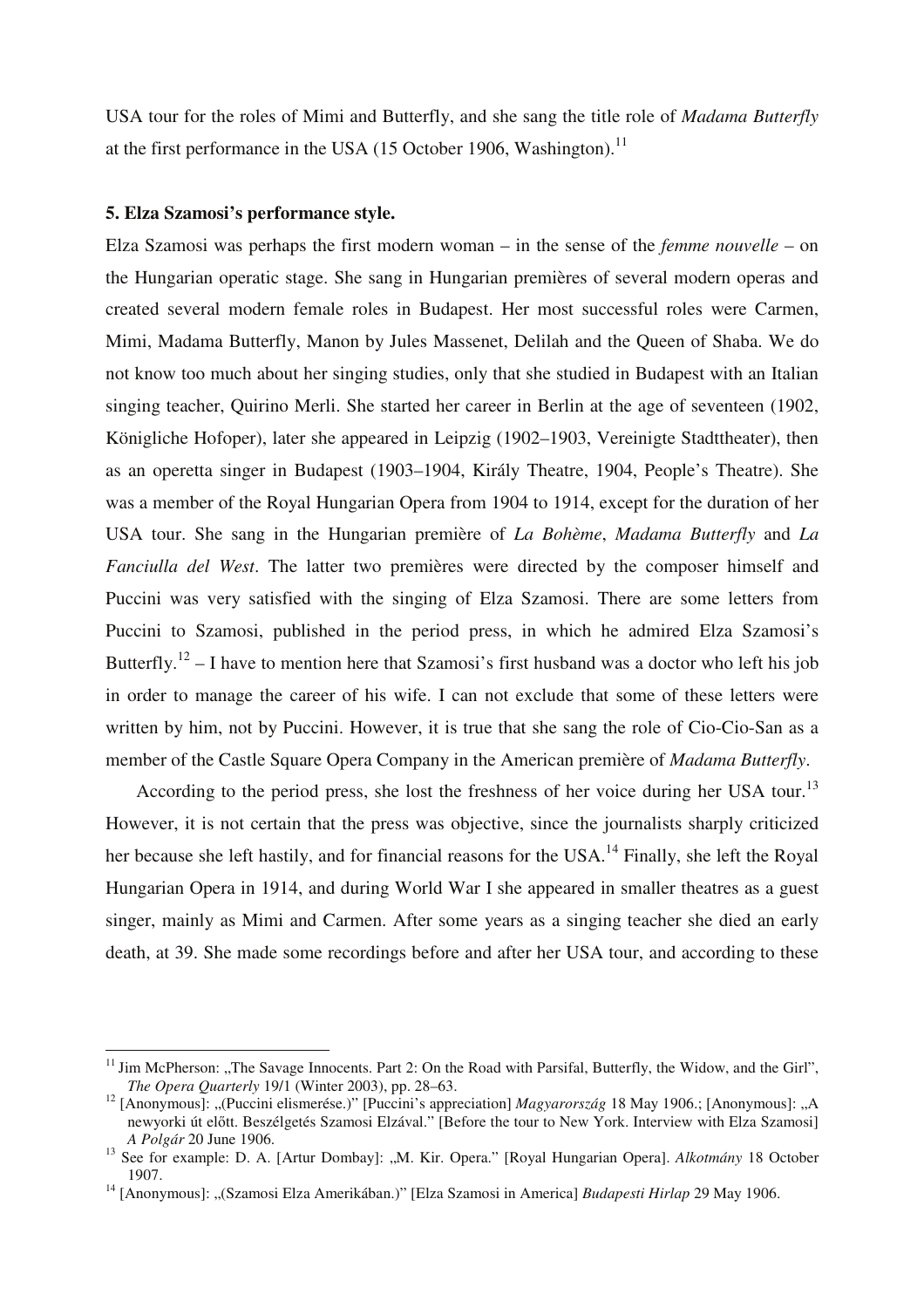USA tour for the roles of Mimi and Butterfly, and she sang the title role of *Madama Butterfly* at the first performance in the USA (15 October 1906, Washington).[11]

**5. Elza Szamosi's performance style.**

Elza Szamosi was perhaps the first modern woman – in the sense of the *femme nouvelle* – on the Hungarian operatic stage. She sang in Hungarian premières of several modern operas and created several modern female roles in Budapest. Her most successful roles were Carmen, Mimi, Madama Butterfly, Manon by Jules Massenet, Delilah and the Queen of Shaba. We do not know too much about her singing studies, only that she studied in Budapest with an Italian singing teacher, Quirino Merli. She started her career in Berlin at the age of seventeen (1902, Königliche Hofoper), later she appeared in Leipzig (1902–1903, Vereinigte Stadttheater), then as an operetta singer in Budapest (1903–1904, Király Theatre, 1904, People's Theatre). She was a member of the Royal Hungarian Opera from 1904 to 1914, except for the duration of her USA tour. She sang in the Hungarian première of *La Bohème*, *Madama Butterfly* and *La Fanciulla del West*. The latter two premières were directed by the composer himself and Puccini was very satisfied with the singing of Elza Szamosi. There are some letters from Puccini to Szamosi, published in the period press, in which he admired Elza Szamosi's Butterfly.[12] – I have to mention here that Szamosi's first husband was a doctor who left his job in order to manage the career of his wife. I can not exclude that some of these letters were written by him, not by Puccini. However, it is true that she sang the role of Cio-Cio-San as a member of the Castle Square Opera Company in the American première of *Madama Butterfly*.

According to the period press, she lost the freshness of her voice during her USA tour.[13] However, it is not certain that the press was objective, since the journalists sharply criticized her because she left hastily, and for financial reasons for the USA.[14] Finally, she left the Royal Hungarian Opera in 1914, and during World War I she appeared in smaller theatres as a guest singer, mainly as Mimi and Carmen. After some years as a singing teacher she died an early death, at 39. She made some recordings before and after her USA tour, and according to these

---

[11] Jim McPherson: „The Savage Innocents. Part 2: On the Road with Parsifal, Butterfly, the Widow, and the Girl", *The Opera Quarterly* 19/1 (Winter 2003), pp. 28–63.

[12] [Anonymous]: „(Puccini elismerése.)" [Puccini's appreciation] *Magyarország* 18 May 1906.; [Anonymous]: „A newyorki út előtt. Beszélgetés Szamosi Elzával." [Before the tour to New York. Interview with Elza Szamosi] *A Polgár* 20 June 1906.

[13] See for example: D. A. [Artur Dombay]: „M. Kir. Opera." [Royal Hungarian Opera]. *Alkotmány* 18 October 1907.

[14] [Anonymous]: „(Szamosi Elza Amerikában.)" [Elza Szamosi in America] *Budapesti Hirlap* 29 May 1906.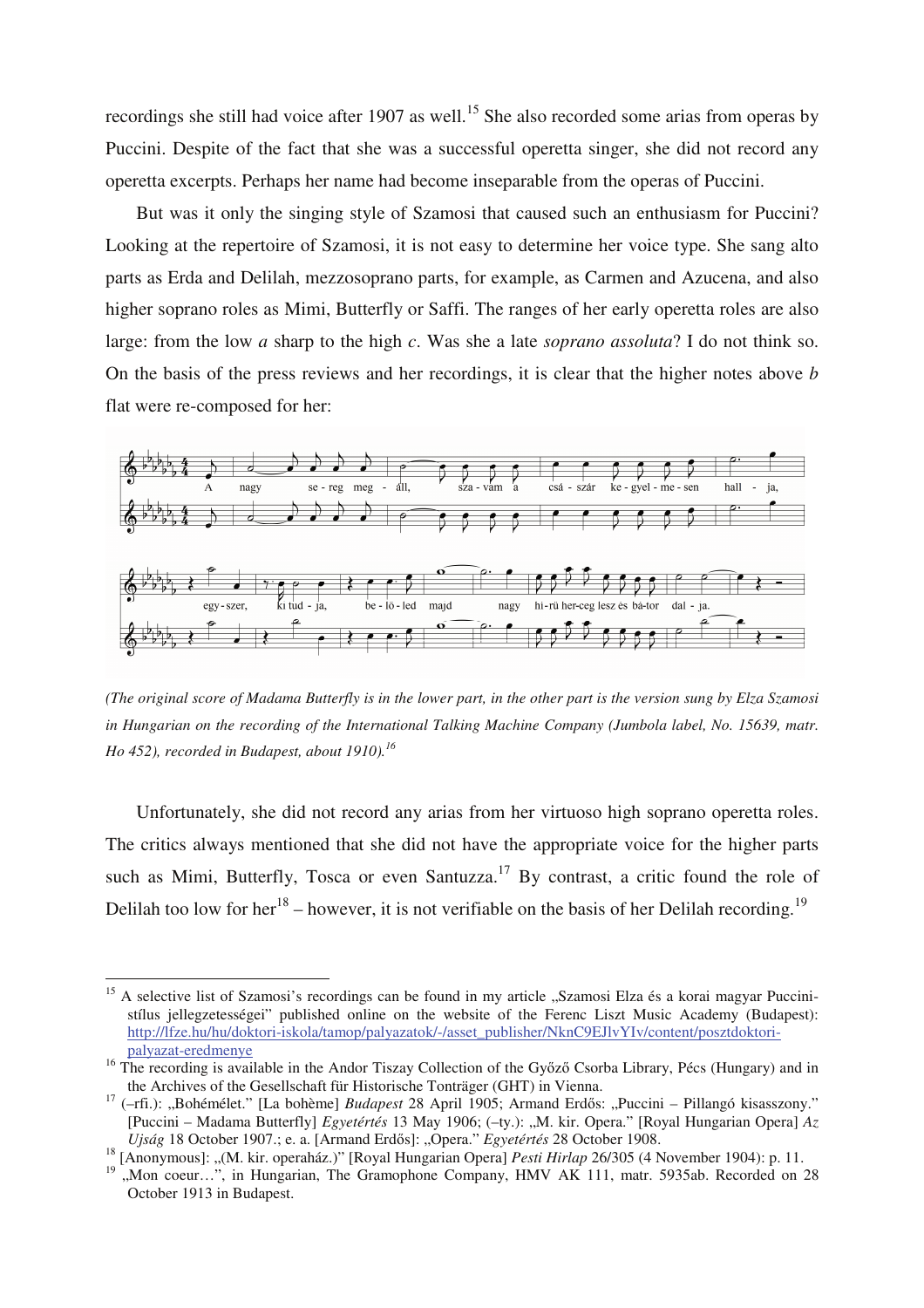recordings she still had voice after 1907 as well.[15] She also recorded some arias from operas by Puccini. Despite of the fact that she was a successful operetta singer, she did not record any operetta excerpts. Perhaps her name had become inseparable from the operas of Puccini.

But was it only the singing style of Szamosi that caused such an enthusiasm for Puccini? Looking at the repertoire of Szamosi, it is not easy to determine her voice type. She sang alto parts as Erda and Delilah, mezzosoprano parts, for example, as Carmen and Azucena, and also higher soprano roles as Mimi, Butterfly or Saffi. The ranges of her early operetta roles are also large: from the low *a* sharp to the high *c*. Was she a late *soprano assoluta*? I do not think so. On the basis of the press reviews and her recordings, it is clear that the higher notes above *b* flat were re-composed for her:

*(The original score of Madama Butterfly is in the lower part, in the other part is the version sung by Elza Szamosi in Hungarian on the recording of the International Talking Machine Company (Jumbola label, No. 15639, matr. Ho 452), recorded in Budapest, about 1910).*[16]

Unfortunately, she did not record any arias from her virtuoso high soprano operetta roles. The critics always mentioned that she did not have the appropriate voice for the higher parts such as Mimi, Butterfly, Tosca or even Santuzza.[17] By contrast, a critic found the role of Delilah too low for her[18] – however, it is not verifiable on the basis of her Delilah recording.[19]

---

[15] A selective list of Szamosi's recordings can be found in my article „Szamosi Elza és a korai magyar Puccini-stílus jellegzetességei" published online on the website of the Ferenc Liszt Music Academy (Budapest): http://lfze.hu/hu/doktori-iskola/tamop/palyazatok/-/asset_publisher/NknC9EJlvYIv/content/posztdoktori-palyazat-eredmenye

[16] The recording is available in the Andor Tiszay Collection of the Győző Csorba Library, Pécs (Hungary) and in the Archives of the Gesellschaft für Historische Tonträger (GHT) in Vienna.

[17] (–rfi.): „Bohémélet." [La bohème] *Budapest* 28 April 1905; Armand Erdős: „Puccini – Pillangó kisasszony." [Puccini – Madama Butterfly] *Egyetértés* 13 May 1906; (–ty.): „M. kir. Opera." [Royal Hungarian Opera] *Az Ujság* 18 October 1907.; e. a. [Armand Erdős]: „Opera." *Egyetértés* 28 October 1908.

[18] [Anonymous]: „(M. kir. operaház.)" [Royal Hungarian Opera] *Pesti Hirlap* 26/305 (4 November 1904): p. 11.

[19] „Mon coeur…", in Hungarian, The Gramophone Company, HMV AK 111, matr. 5935ab. Recorded on 28 October 1913 in Budapest.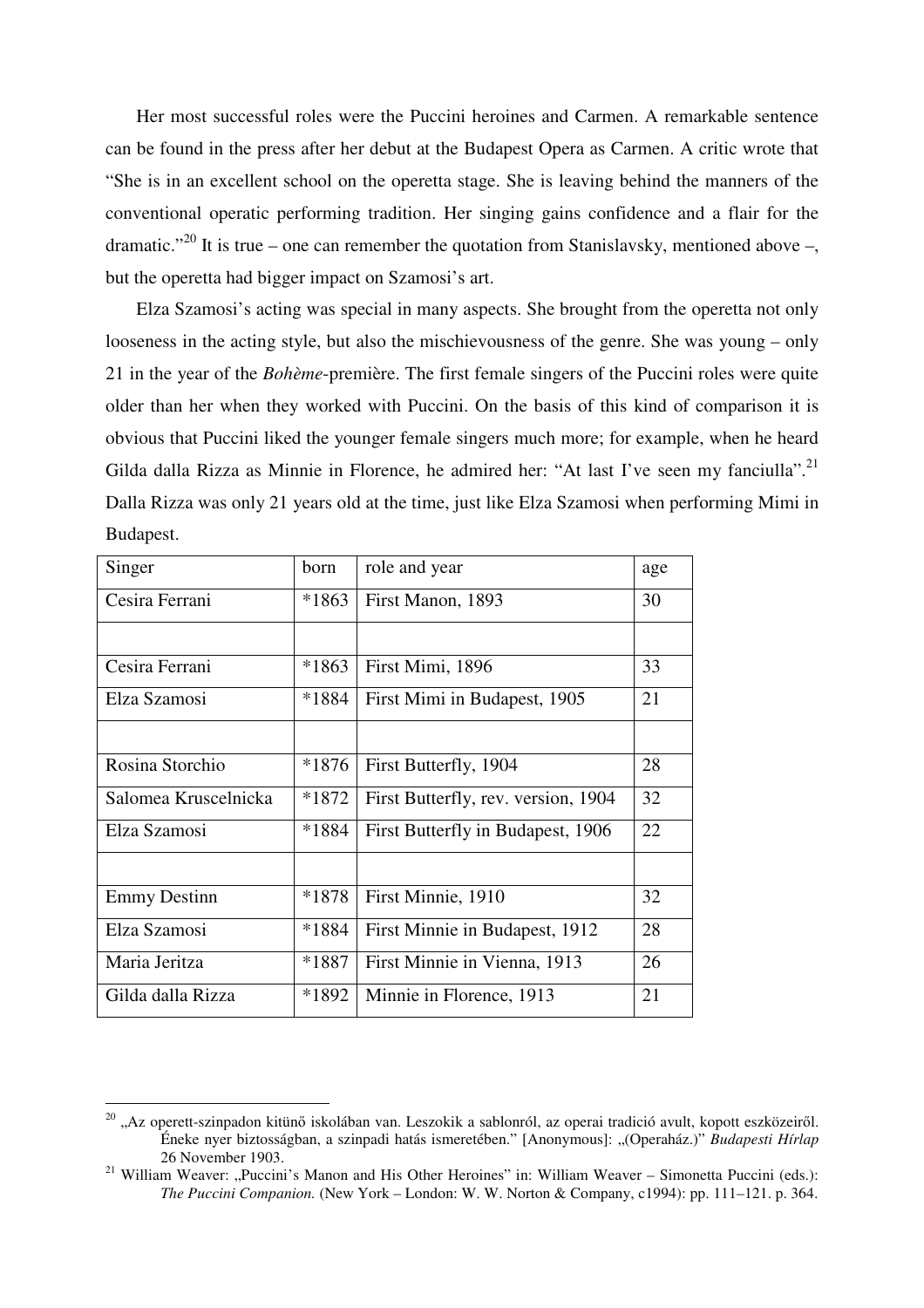Her most successful roles were the Puccini heroines and Carmen. A remarkable sentence can be found in the press after her debut at the Budapest Opera as Carmen. A critic wrote that "She is in an excellent school on the operetta stage. She is leaving behind the manners of the conventional operatic performing tradition. Her singing gains confidence and a flair for the dramatic."[20] It is true – one can remember the quotation from Stanislavsky, mentioned above –, but the operetta had bigger impact on Szamosi's art.

Elza Szamosi's acting was special in many aspects. She brought from the operetta not only looseness in the acting style, but also the mischievousness of the genre. She was young – only 21 in the year of the *Bohème*-première. The first female singers of the Puccini roles were quite older than her when they worked with Puccini. On the basis of this kind of comparison it is obvious that Puccini liked the younger female singers much more; for example, when he heard Gilda dalla Rizza as Minnie in Florence, he admired her: "At last I've seen my fanciulla".[21] Dalla Rizza was only 21 years old at the time, just like Elza Szamosi when performing Mimi in Budapest.

| Singer | born | role and year | age |
|---|---|---|---|
| Cesira Ferrani | *1863 | First Manon, 1893 | 30 |
| | | | |
| Cesira Ferrani | *1863 | First Mimi, 1896 | 33 |
| Elza Szamosi | *1884 | First Mimi in Budapest, 1905 | 21 |
| | | | |
| Rosina Storchio | *1876 | First Butterfly, 1904 | 28 |
| Salomea Kruscelnicka | *1872 | First Butterfly, rev. version, 1904 | 32 |
| Elza Szamosi | *1884 | First Butterfly in Budapest, 1906 | 22 |
| | | | |
| Emmy Destinn | *1878 | First Minnie, 1910 | 32 |
| Elza Szamosi | *1884 | First Minnie in Budapest, 1912 | 28 |
| Maria Jeritza | *1887 | First Minnie in Vienna, 1913 | 26 |
| Gilda dalla Rizza | *1892 | Minnie in Florence, 1913 | 21 |

[20] „Az operett-szinpadon kitünő iskolában van. Leszokik a sablonról, az operai tradició avult, kopott eszközeiről. Éneke nyer biztosságban, a szinpadi hatás ismeretében." [Anonymous]: „(Operaház.)" *Budapesti Hírlap* 26 November 1903.

[21] William Weaver: „Puccini's Manon and His Other Heroines" in: William Weaver – Simonetta Puccini (eds.): *The Puccini Companion.* (New York – London: W. W. Norton & Company, c1994): pp. 111–121. p. 364.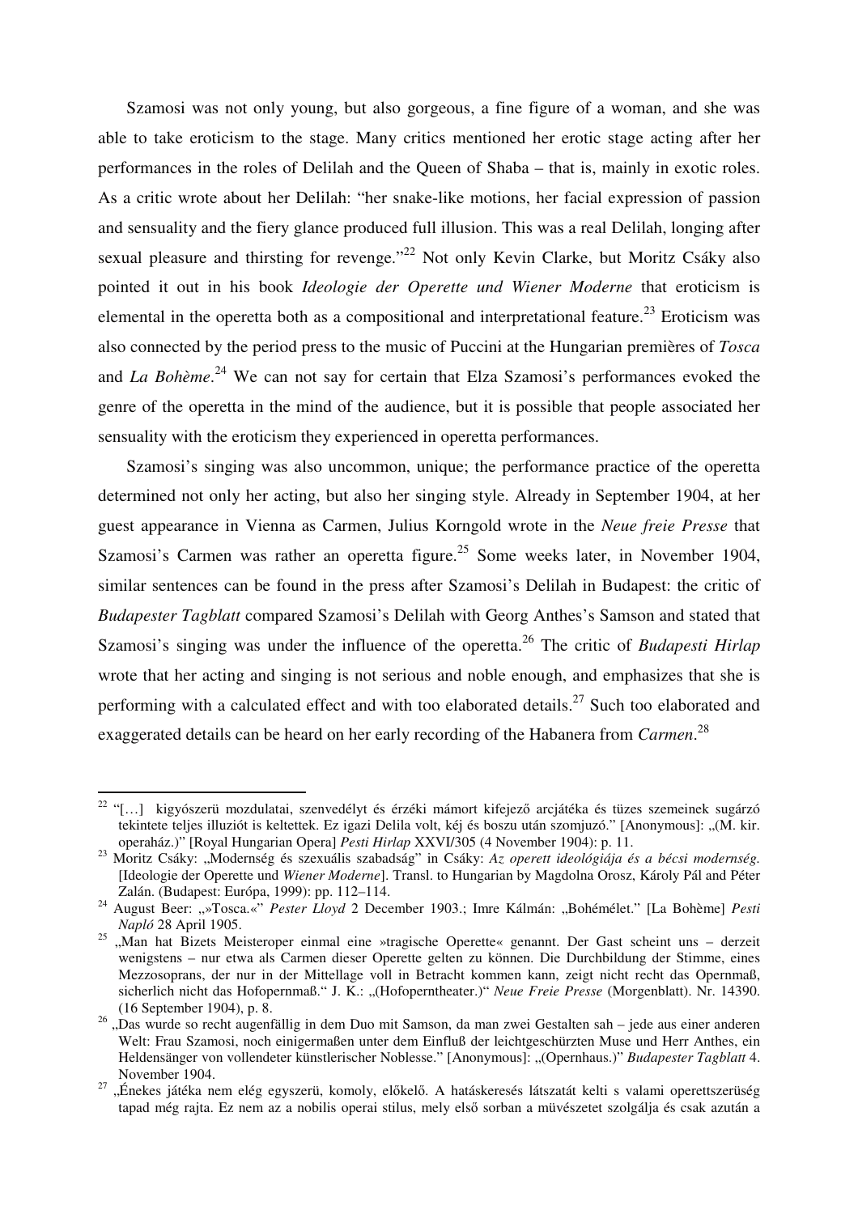Szamosi was not only young, but also gorgeous, a fine figure of a woman, and she was able to take eroticism to the stage. Many critics mentioned her erotic stage acting after her performances in the roles of Delilah and the Queen of Shaba – that is, mainly in exotic roles. As a critic wrote about her Delilah: "her snake-like motions, her facial expression of passion and sensuality and the fiery glance produced full illusion. This was a real Delilah, longing after sexual pleasure and thirsting for revenge."[22] Not only Kevin Clarke, but Moritz Csáky also pointed it out in his book *Ideologie der Operette und Wiener Moderne* that eroticism is elemental in the operetta both as a compositional and interpretational feature.[23] Eroticism was also connected by the period press to the music of Puccini at the Hungarian premières of *Tosca* and *La Bohème*.[24] We can not say for certain that Elza Szamosi's performances evoked the genre of the operetta in the mind of the audience, but it is possible that people associated her sensuality with the eroticism they experienced in operetta performances.

Szamosi's singing was also uncommon, unique; the performance practice of the operetta determined not only her acting, but also her singing style. Already in September 1904, at her guest appearance in Vienna as Carmen, Julius Korngold wrote in the *Neue freie Presse* that Szamosi's Carmen was rather an operetta figure.[25] Some weeks later, in November 1904, similar sentences can be found in the press after Szamosi's Delilah in Budapest: the critic of *Budapester Tagblatt* compared Szamosi's Delilah with Georg Anthes's Samson and stated that Szamosi's singing was under the influence of the operetta.[26] The critic of *Budapesti Hirlap* wrote that her acting and singing is not serious and noble enough, and emphasizes that she is performing with a calculated effect and with too elaborated details.[27] Such too elaborated and exaggerated details can be heard on her early recording of the Habanera from *Carmen*.[28]

---

[22] "[…] kigyószerü mozdulatai, szenvedélyt és érzéki mámort kifejező arcjátéka és tüzes szemeinek sugárzó tekintete teljes illuziót is keltettek. Ez igazi Delila volt, kéj és boszu után szomjuzó." [Anonymous]: „(M. kir. operaház.)" [Royal Hungarian Opera] *Pesti Hirlap* XXVI/305 (4 November 1904): p. 11.

[23] Moritz Csáky: „Modernség és szexuális szabadság" in Csáky: *Az operett ideológiája és a bécsi modernség.* [Ideologie der Operette und *Wiener Moderne*]. Transl. to Hungarian by Magdolna Orosz, Károly Pál and Péter Zalán. (Budapest: Európa, 1999): pp. 112–114.

[24] August Beer: „»Tosca.«" *Pester Lloyd* 2 December 1903.; Imre Kálmán: „Bohémélet." [La Bohème] *Pesti Napló* 28 April 1905.

[25] „Man hat Bizets Meisteroper einmal eine »tragische Operette« genannt. Der Gast scheint uns – derzeit wenigstens – nur etwa als Carmen dieser Operette gelten zu können. Die Durchbildung der Stimme, eines Mezzosoprans, der nur in der Mittellage voll in Betracht kommen kann, zeigt nicht recht das Opernmaß, sicherlich nicht das Hofopernmaß." J. K.: „(Hofoperntheater.)" *Neue Freie Presse* (Morgenblatt). Nr. 14390. (16 September 1904), p. 8.

[26] „Das wurde so recht augenfällig in dem Duo mit Samson, da man zwei Gestalten sah – jede aus einer anderen Welt: Frau Szamosi, noch einigermaßen unter dem Einfluß der leichtgeschürzten Muse und Herr Anthes, ein Heldensänger von vollendeter künstlerischer Noblesse." [Anonymous]: „(Opernhaus.)" *Budapester Tagblatt* 4. November 1904.

[27] „Énekes játéka nem elég egyszerü, komoly, előkelő. A hatáskeresés látszatát kelti s valami operettszerüség tapad még rajta. Ez nem az a nobilis operai stilus, mely első sorban a müvészetet szolgálja és csak azután a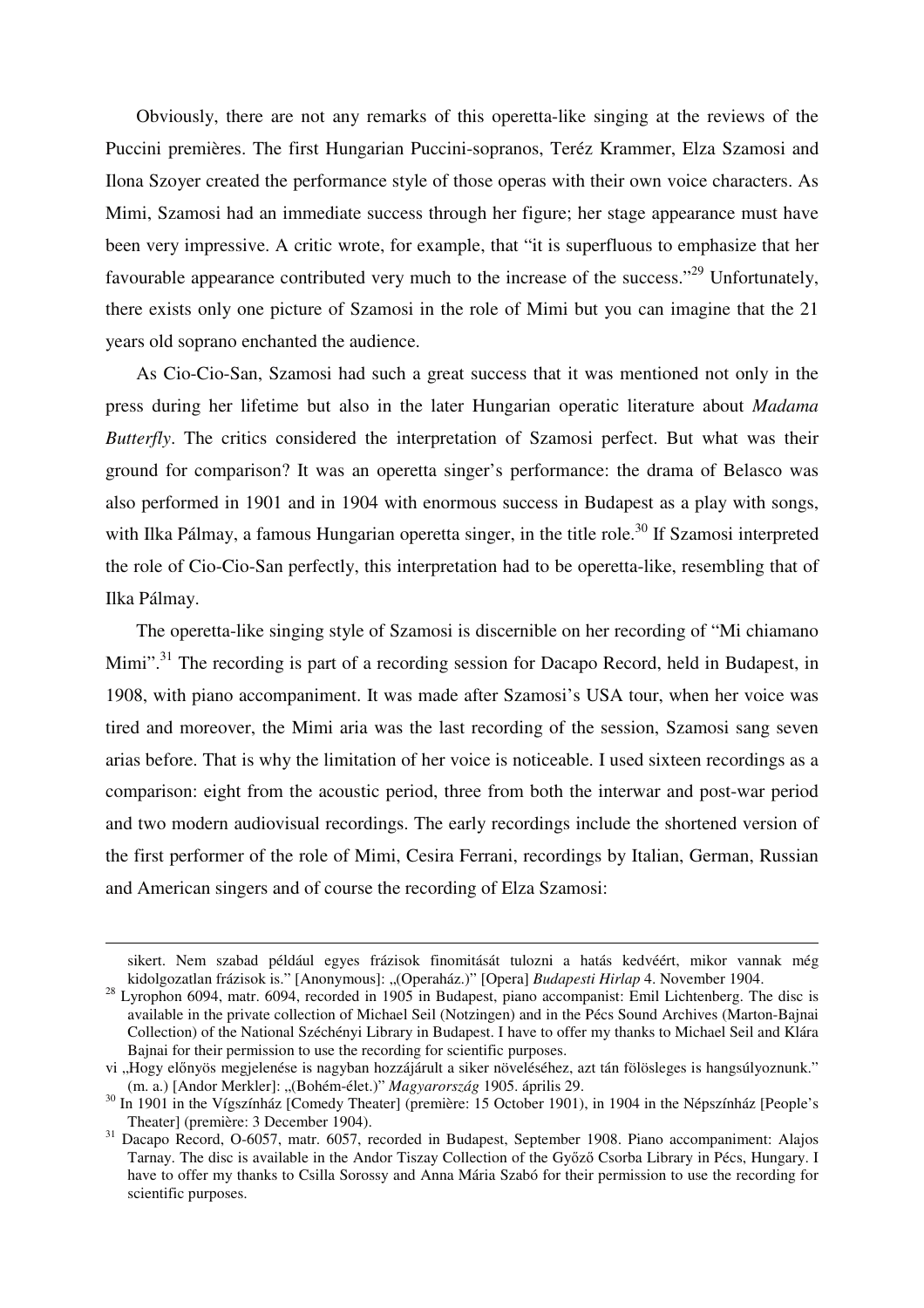Obviously, there are not any remarks of this operetta-like singing at the reviews of the Puccini premières. The first Hungarian Puccini-sopranos, Teréz Krammer, Elza Szamosi and Ilona Szoyer created the performance style of those operas with their own voice characters. As Mimi, Szamosi had an immediate success through her figure; her stage appearance must have been very impressive. A critic wrote, for example, that "it is superfluous to emphasize that her favourable appearance contributed very much to the increase of the success."[29] Unfortunately, there exists only one picture of Szamosi in the role of Mimi but you can imagine that the 21 years old soprano enchanted the audience.

As Cio-Cio-San, Szamosi had such a great success that it was mentioned not only in the press during her lifetime but also in the later Hungarian operatic literature about *Madama Butterfly*. The critics considered the interpretation of Szamosi perfect. But what was their ground for comparison? It was an operetta singer's performance: the drama of Belasco was also performed in 1901 and in 1904 with enormous success in Budapest as a play with songs, with Ilka Pálmay, a famous Hungarian operetta singer, in the title role.[30] If Szamosi interpreted the role of Cio-Cio-San perfectly, this interpretation had to be operetta-like, resembling that of Ilka Pálmay.

The operetta-like singing style of Szamosi is discernible on her recording of "Mi chiamano Mimi".[31] The recording is part of a recording session for Dacapo Record, held in Budapest, in 1908, with piano accompaniment. It was made after Szamosi's USA tour, when her voice was tired and moreover, the Mimi aria was the last recording of the session, Szamosi sang seven arias before. That is why the limitation of her voice is noticeable. I used sixteen recordings as a comparison: eight from the acoustic period, three from both the interwar and post-war period and two modern audiovisual recordings. The early recordings include the shortened version of the first performer of the role of Mimi, Cesira Ferrani, recordings by Italian, German, Russian and American singers and of course the recording of Elza Szamosi:

---

sikert. Nem szabad például egyes frázisok finomitását tulozni a hatás kedvéért, mikor vannak még kidolgozatlan frázisok is." [Anonymous]: „(Operaház.)" [Opera] *Budapesti Hirlap* 4. November 1904.

[28] Lyrophon 6094, matr. 6094, recorded in 1905 in Budapest, piano accompanist: Emil Lichtenberg. The disc is available in the private collection of Michael Seil (Notzingen) and in the Pécs Sound Archives (Marton-Bajnai Collection) of the National Széchényi Library in Budapest. I have to offer my thanks to Michael Seil and Klára Bajnai for their permission to use the recording for scientific purposes.

vi „Hogy előnyös megjelenése is nagyban hozzájárult a siker növeléséhez, azt tán fölösleges is hangsúlyoznunk." (m. a.) [Andor Merkler]: „(Bohém-élet.)" *Magyarország* 1905. április 29.

[30] In 1901 in the Vígszínház [Comedy Theater] (première: 15 October 1901), in 1904 in the Népszínház [People's Theater] (première: 3 December 1904).

[31] Dacapo Record, O-6057, matr. 6057, recorded in Budapest, September 1908. Piano accompaniment: Alajos Tarnay. The disc is available in the Andor Tiszay Collection of the Győző Csorba Library in Pécs, Hungary. I have to offer my thanks to Csilla Sorossy and Anna Mária Szabó for their permission to use the recording for scientific purposes.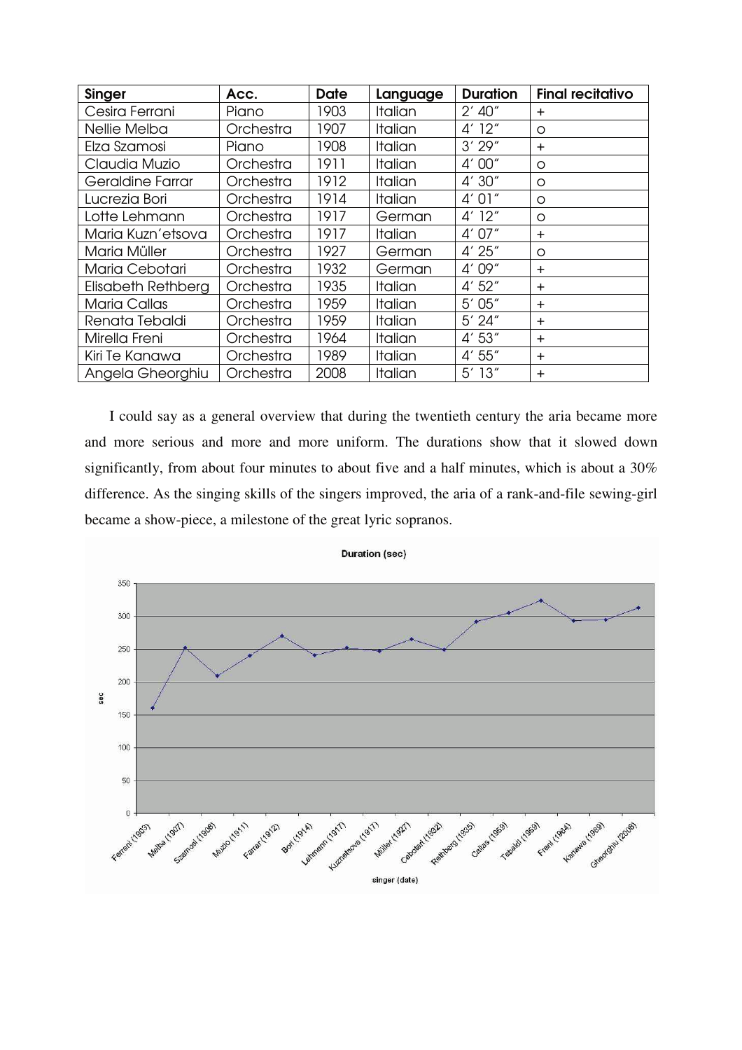| Singer | Acc. | Date | Language | Duration | Final recitativo |
| --- | --- | --- | --- | --- | --- |
| Cesira Ferrani | Piano | 1903 | Italian | 2′ 40″ | + |
| Nellie Melba | Orchestra | 1907 | Italian | 4′ 12″ | o |
| Elza Szamosi | Piano | 1908 | Italian | 3′ 29″ | + |
| Claudia Muzio | Orchestra | 1911 | Italian | 4′ 00″ | o |
| Geraldine Farrar | Orchestra | 1912 | Italian | 4′ 30″ | o |
| Lucrezia Bori | Orchestra | 1914 | Italian | 4′ 01″ | o |
| Lotte Lehmann | Orchestra | 1917 | German | 4′ 12″ | o |
| Maria Kuzn'etsova | Orchestra | 1917 | Italian | 4′ 07″ | + |
| Maria Müller | Orchestra | 1927 | German | 4′ 25″ | o |
| Maria Cebotari | Orchestra | 1932 | German | 4′ 09″ | + |
| Elisabeth Rethberg | Orchestra | 1935 | Italian | 4′ 52″ | + |
| Maria Callas | Orchestra | 1959 | Italian | 5′ 05″ | + |
| Renata Tebaldi | Orchestra | 1959 | Italian | 5′ 24″ | + |
| Mirella Freni | Orchestra | 1964 | Italian | 4′ 53″ | + |
| Kiri Te Kanawa | Orchestra | 1989 | Italian | 4′ 55″ | + |
| Angela Gheorghiu | Orchestra | 2008 | Italian | 5′ 13″ | + |

I could say as a general overview that during the twentieth century the aria became more and more serious and more and more uniform. The durations show that it slowed down significantly, from about four minutes to about five and a half minutes, which is about a 30% difference. As the singing skills of the singers improved, the aria of a rank-and-file sewing-girl became a show-piece, a milestone of the great lyric sopranos.

**Duration (sec)**

| singer (date) | sec |
| --- | --- |
| Ferrani (1903) | 160 |
| Melba (1907) | 252 |
| Szamosi (1908) | 209 |
| Muzio (1911) | 240 |
| Farrar (1912) | 270 |
| Bori (1914) | 241 |
| Lehmann (1917) | 252 |
| Kuznetsova (1917) | 247 |
| Müller (1927) | 265 |
| Cebotari (1932) | 249 |
| Rethberg (1935) | 292 |
| Callas (1959) | 305 |
| Tebaldi (1959) | 324 |
| Freni (1964) | 293 |
| Kanawa (1989) | 295 |
| Gheorghiu (2008) | 313 |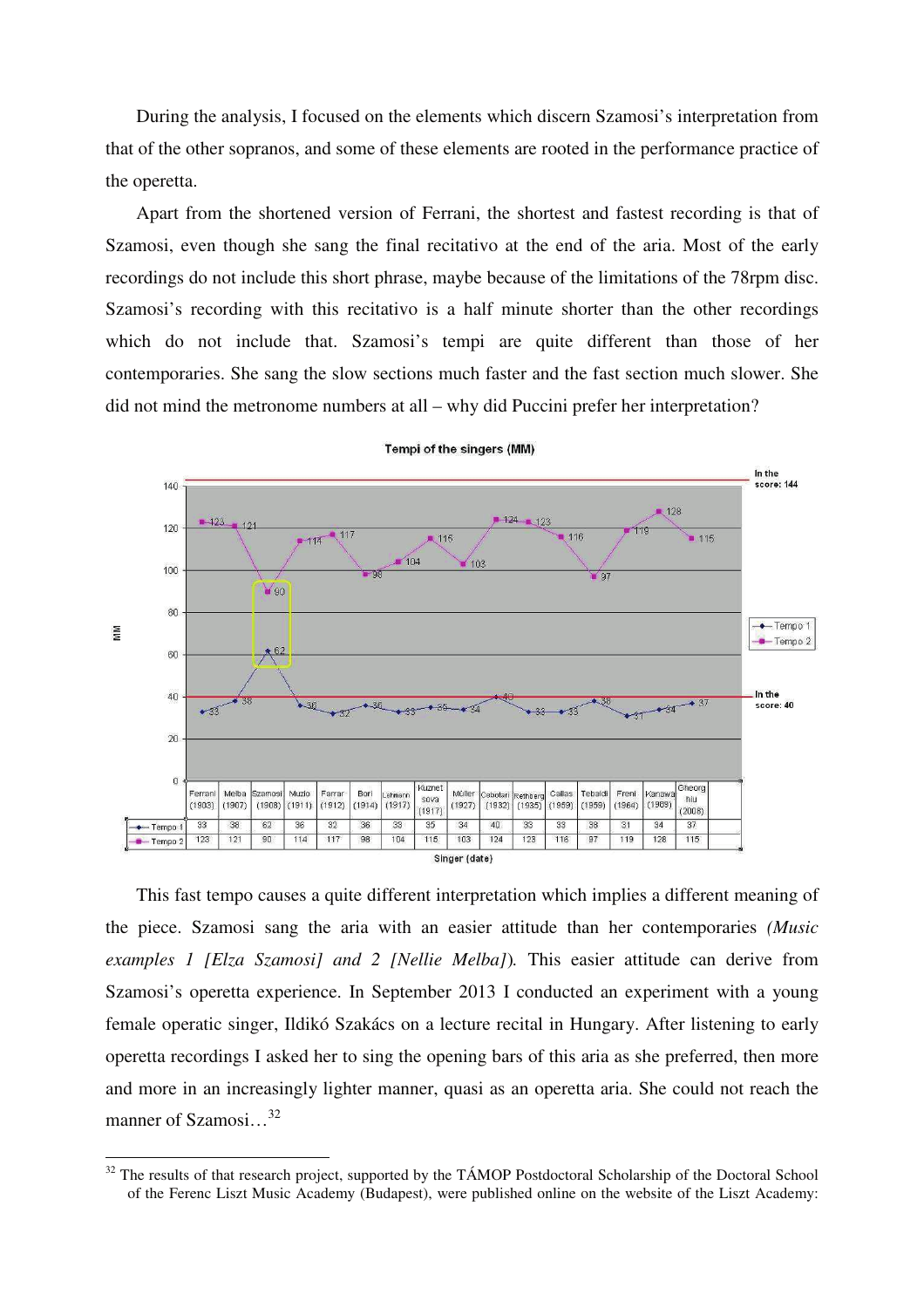During the analysis, I focused on the elements which discern Szamosi's interpretation from that of the other sopranos, and some of these elements are rooted in the performance practice of the operetta.

Apart from the shortened version of Ferrani, the shortest and fastest recording is that of Szamosi, even though she sang the final recitativo at the end of the aria. Most of the early recordings do not include this short phrase, maybe because of the limitations of the 78rpm disc. Szamosi's recording with this recitativo is a half minute shorter than the other recordings which do not include that. Szamosi's tempi are quite different than those of her contemporaries. She sang the slow sections much faster and the fast section much slower. She did not mind the metronome numbers at all – why did Puccini prefer her interpretation?

**Tempi of the singers (MM)**

In the score: Tempo 1 = 40; Tempo 2 = 144

| Singer (date) | Ferrani (1903) | Melba (1907) | Szamosi (1908) | Muzio (1911) | Farrar (1912) | Bori (1914) | Lehmann (1917) | Kuznetsova (1917) | Müller (1927) | Cebotari (1932) | Rethberg (1935) | Callas (1959) | Tebaldi (1959) | Freni (1964) | Kanawa (1969) | Gheorghiu (2008) |
|---|---|---|---|---|---|---|---|---|---|---|---|---|---|---|---|---|
| Tempo 1 | 33 | 38 | 62 | 36 | 32 | 36 | 33 | 35 | 34 | 40 | 33 | 33 | 38 | 31 | 34 | 37 |
| Tempo 2 | 123 | 121 | 90 | 114 | 117 | 98 | 104 | 115 | 103 | 124 | 123 | 116 | 97 | 119 | 128 | 115 |

This fast tempo causes a quite different interpretation which implies a different meaning of the piece. Szamosi sang the aria with an easier attitude than her contemporaries *(Music examples 1 [Elza Szamosi] and 2 [Nellie Melba])*. This easier attitude can derive from Szamosi's operetta experience. In September 2013 I conducted an experiment with a young female operatic singer, Ildikó Szakács on a lecture recital in Hungary. After listening to early operetta recordings I asked her to sing the opening bars of this aria as she preferred, then more and more in an increasingly lighter manner, quasi as an operetta aria. She could not reach the manner of Szamosi…[32]

[32] The results of that research project, supported by the TÁMOP Postdoctoral Scholarship of the Doctoral School of the Ferenc Liszt Music Academy (Budapest), were published online on the website of the Liszt Academy: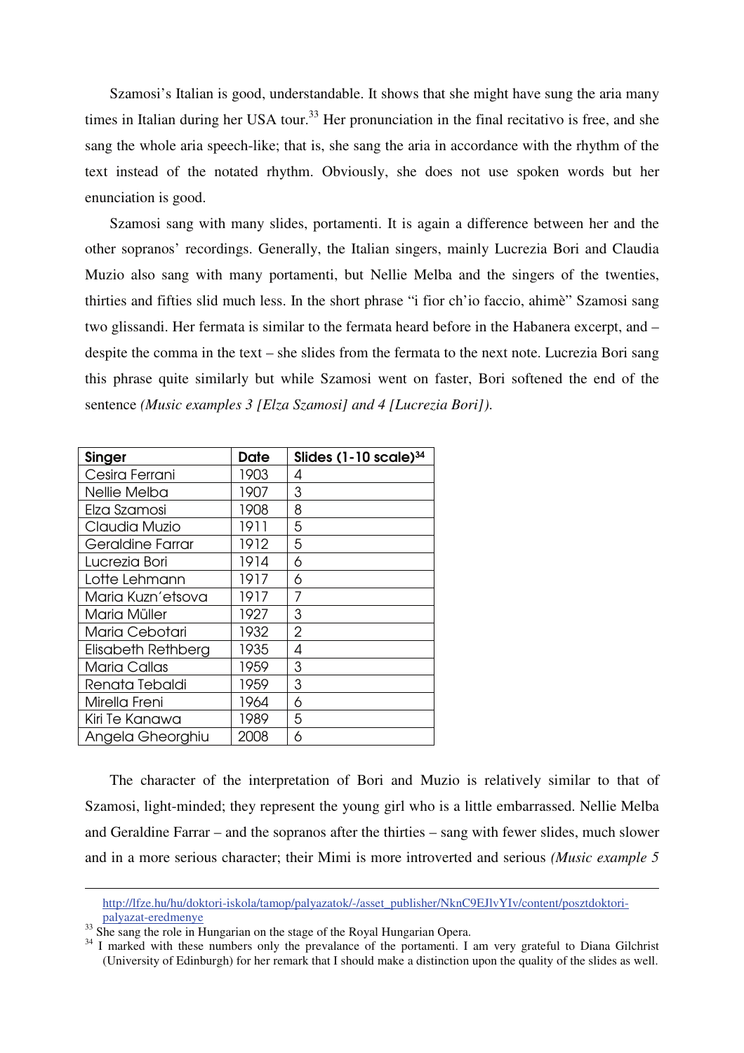Szamosi's Italian is good, understandable. It shows that she might have sung the aria many times in Italian during her USA tour.[33] Her pronunciation in the final recitativo is free, and she sang the whole aria speech-like; that is, she sang the aria in accordance with the rhythm of the text instead of the notated rhythm. Obviously, she does not use spoken words but her enunciation is good.

Szamosi sang with many slides, portamenti. It is again a difference between her and the other sopranos' recordings. Generally, the Italian singers, mainly Lucrezia Bori and Claudia Muzio also sang with many portamenti, but Nellie Melba and the singers of the twenties, thirties and fifties slid much less. In the short phrase "i fior ch'io faccio, ahimè" Szamosi sang two glissandi. Her fermata is similar to the fermata heard before in the Habanera excerpt, and – despite the comma in the text – she slides from the fermata to the next note. Lucrezia Bori sang this phrase quite similarly but while Szamosi went on faster, Bori softened the end of the sentence *(Music examples 3 [Elza Szamosi] and 4 [Lucrezia Bori]).*

| Singer | Date | Slides (1-10 scale)[34] |
|---|---|---|
| Cesira Ferrani | 1903 | 4 |
| Nellie Melba | 1907 | 3 |
| Elza Szamosi | 1908 | 8 |
| Claudia Muzio | 1911 | 5 |
| Geraldine Farrar | 1912 | 5 |
| Lucrezia Bori | 1914 | 6 |
| Lotte Lehmann | 1917 | 6 |
| Maria Kuzn'etsova | 1917 | 7 |
| Maria Müller | 1927 | 3 |
| Maria Cebotari | 1932 | 2 |
| Elisabeth Rethberg | 1935 | 4 |
| Maria Callas | 1959 | 3 |
| Renata Tebaldi | 1959 | 3 |
| Mirella Freni | 1964 | 6 |
| Kiri Te Kanawa | 1989 | 5 |
| Angela Gheorghiu | 2008 | 6 |

The character of the interpretation of Bori and Muzio is relatively similar to that of Szamosi, light-minded; they represent the young girl who is a little embarrassed. Nellie Melba and Geraldine Farrar – and the sopranos after the thirties – sang with fewer slides, much slower and in a more serious character; their Mimi is more introverted and serious *(Music example 5*

---

http://lfze.hu/hu/doktori-iskola/tamop/palyazatok/-/asset_publisher/NknC9EJlvYIv/content/posztdoktori-palyazat-eredmenye

[33] She sang the role in Hungarian on the stage of the Royal Hungarian Opera.

[34] I marked with these numbers only the prevalance of the portamenti. I am very grateful to Diana Gilchrist (University of Edinburgh) for her remark that I should make a distinction upon the quality of the slides as well.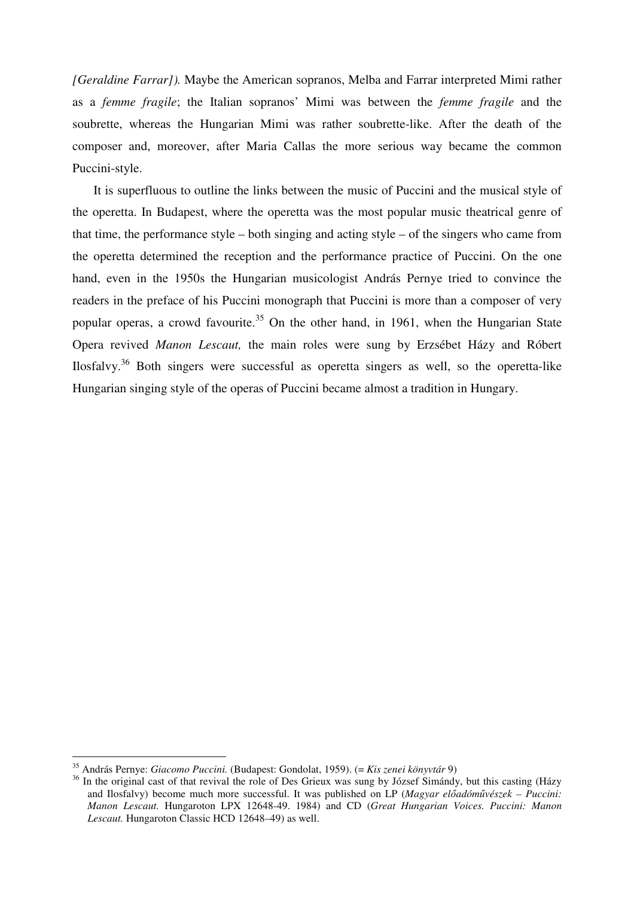*[Geraldine Farrar]).* Maybe the American sopranos, Melba and Farrar interpreted Mimi rather as a *femme fragile*; the Italian sopranos' Mimi was between the *femme fragile* and the soubrette, whereas the Hungarian Mimi was rather soubrette-like. After the death of the composer and, moreover, after Maria Callas the more serious way became the common Puccini-style.

It is superfluous to outline the links between the music of Puccini and the musical style of the operetta. In Budapest, where the operetta was the most popular music theatrical genre of that time, the performance style – both singing and acting style – of the singers who came from the operetta determined the reception and the performance practice of Puccini. On the one hand, even in the 1950s the Hungarian musicologist András Pernye tried to convince the readers in the preface of his Puccini monograph that Puccini is more than a composer of very popular operas, a crowd favourite.[35] On the other hand, in 1961, when the Hungarian State Opera revived *Manon Lescaut,* the main roles were sung by Erzsébet Házy and Róbert Ilosfalvy.[36] Both singers were successful as operetta singers as well, so the operetta-like Hungarian singing style of the operas of Puccini became almost a tradition in Hungary.

---

[35] András Pernye: *Giacomo Puccini.* (Budapest: Gondolat, 1959). (= *Kis zenei könyvtár* 9)

[36] In the original cast of that revival the role of Des Grieux was sung by József Simándy, but this casting (Házy and Ilosfalvy) become much more successful. It was published on LP (*Magyar előadóművészek – Puccini: Manon Lescaut.* Hungaroton LPX 12648-49. 1984) and CD (*Great Hungarian Voices. Puccini: Manon Lescaut.* Hungaroton Classic HCD 12648–49) as well.